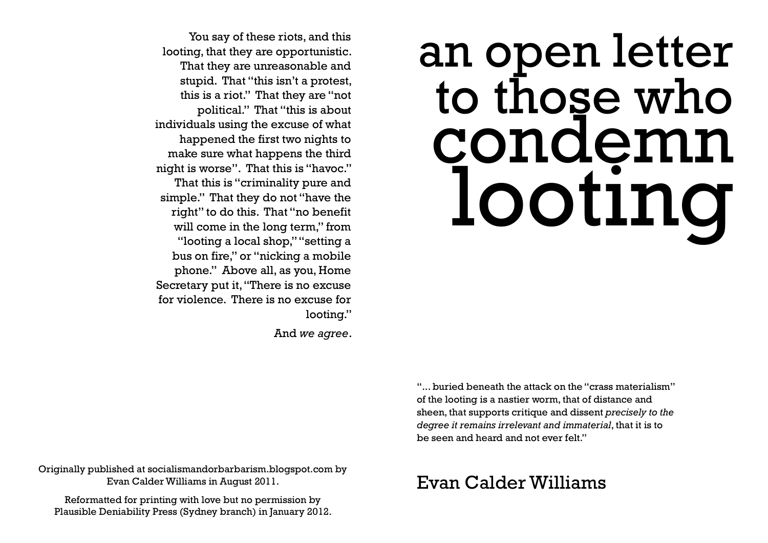# an open letter to those who condemn looting

You say of these riots, and this looting, that they are opportunistic. That they are unreasonable and stupid. That "this isn't a protest, this is a riot." That they are "not political." That "this is about individuals using the excuse of what happened the first two nights to make sure what happens the third night is worse". That this is "havoc." That this is "criminality pure and simple." That they do not "have the right" to do this. That "no benefit will come in the long term," from "looting a local shop," "setting a bus on fire," or "nicking a mobile phone." Above all, as you, Home Secretary put it, "There is no excuse for violence. There is no excuse for looting."

And *we agree*.

"... buried beneath the attack on the "crass materialism" of the looting is a nastier worm, that of distance and sheen, that supports critique and dissent *precisely to the degree it remains irrelevant and immaterial*, that it is to be seen and heard and not ever felt."

Evan Calder Williams

Originally published at socialismandorbarbarism.blogspot.com by Evan Calder Williams in August 2011.

Reformatted for printing with love but no permission by Plausible Deniability Press (Sydney branch) in January 2012.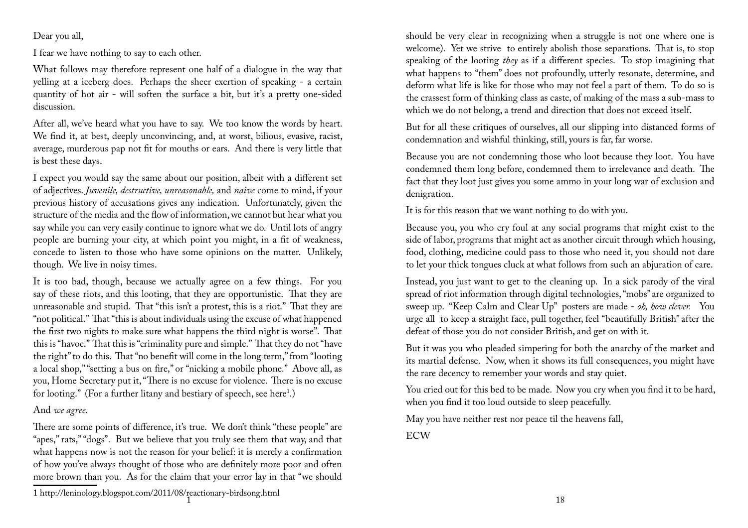Dear you all,

I fear we have nothing to say to each other.

What follows may therefore represent one half of a dialogue in the way that yelling at a iceberg does. Perhaps the sheer exertion of speaking - a certain quantity of hot air - will soften the surface a bit, but it's a pretty one-sided discussion.

After all, we've heard what you have to say. We too know the words by heart. We find it, at best, deeply unconvincing, and, at worst, bilious, evasive, racist, average, murderous pap not fit for mouths or ears. And there is very little that is best these days.

I expect you would say the same about our position, albeit with a different set of adjectives. *Juvenile, destructive, unreasonable,* and *naive* come to mind, if your previous history of accusations gives any indication. Unfortunately, given the structure of the media and the flow of information, we cannot but hear what you say while you can very easily continue to ignore what we do. Until lots of angry people are burning your city, at which point you might, in a fit of weakness, concede to listen to those who have some opinions on the matter. Unlikely, though. We live in noisy times.

It is too bad, though, because we actually agree on a few things. For you say of these riots, and this looting, that they are opportunistic. That they are unreasonable and stupid. That "this isn't a protest, this is a riot." That they are "not political." That "this is about individuals using the excuse of what happened the first two nights to make sure what happens the third night is worse". That this is "havoc." That this is "criminality pure and simple." That they do not "have the right" to do this. That "no benefit will come in the long term," from "looting a local shop," "setting a bus on fire," or "nicking a mobile phone." Above all, as you, Home Secretary put it, "There is no excuse for violence. There is no excuse for looting." (For a further litany and bestiary of speech, see here[1].)

And *we agree*.

There are some points of difference, it's true. We don't think "these people" are "apes," rats," "dogs". But we believe that you truly see them that way, and that what happens now is not the reason for your belief: it is merely a confirmation of how you've always thought of those who are definitely more poor and often more brown than you. As for the claim that your error lay in that "we should should be very clear in recognizing when a struggle is not one where one is welcome). Yet we strive to entirely abolish those separations. That is, to stop speaking of the looting *they* as if a different species. To stop imagining that what happens to "them" does not profoundly, utterly resonate, determine, and deform what life is like for those who may not feel a part of them. To do so is the crassest form of thinking class as caste, of making of the mass a sub-mass to which we do not belong, a trend and direction that does not exceed itself.

But for all these critiques of ourselves, all our slipping into distanced forms of condemnation and wishful thinking, still, yours is far, far worse.

Because you are not condemning those who loot because they loot. You have condemned them long before, condemned them to irrelevance and death. The fact that they loot just gives you some ammo in your long war of exclusion and denigration.

It is for this reason that we want nothing to do with you.

Because you, you who cry foul at any social programs that might exist to the side of labor, programs that might act as another circuit through which housing, food, clothing, medicine could pass to those who need it, you should not dare to let your thick tongues cluck at what follows from such an abjuration of care.

Instead, you just want to get to the cleaning up. In a sick parody of the viral spread of riot information through digital technologies, "mobs" are organized to sweep up. "Keep Calm and Clear Up" posters are made - *oh, how clever.* You urge all to keep a straight face, pull together, feel "beautifully British" after the defeat of those you do not consider British, and get on with it.

But it was you who pleaded simpering for both the anarchy of the market and its martial defense. Now, when it shows its full consequences, you might have the rare decency to remember your words and stay quiet.

You cried out for this bed to be made. Now you cry when you find it to be hard, when you find it too loud outside to sleep peacefully.

May you have neither rest nor peace til the heavens fall,

ECW

[1] http://leninology.blogspot.com/2011/08/reactionary-birdsong.html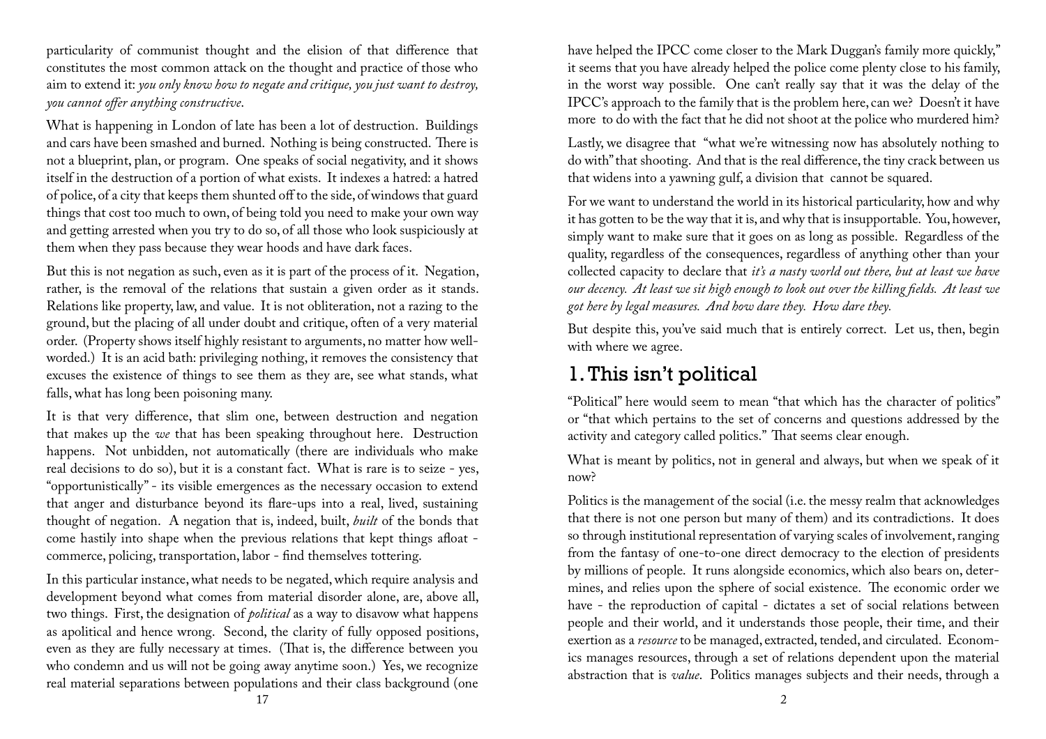particularity of communist thought and the elision of that difference that constitutes the most common attack on the thought and practice of those who aim to extend it: *you only know how to negate and critique, you just want to destroy, you cannot offer anything constructive*.

What is happening in London of late has been a lot of destruction. Buildings and cars have been smashed and burned. Nothing is being constructed. There is not a blueprint, plan, or program. One speaks of social negativity, and it shows itself in the destruction of a portion of what exists. It indexes a hatred: a hatred of police, of a city that keeps them shunted off to the side, of windows that guard things that cost too much to own, of being told you need to make your own way and getting arrested when you try to do so, of all those who look suspiciously at them when they pass because they wear hoods and have dark faces.

But this is not negation as such, even as it is part of the process of it. Negation, rather, is the removal of the relations that sustain a given order as it stands. Relations like property, law, and value. It is not obliteration, not a razing to the ground, but the placing of all under doubt and critique, often of a very material order. (Property shows itself highly resistant to arguments, no matter how well-worded.) It is an acid bath: privileging nothing, it removes the consistency that excuses the existence of things to see them as they are, see what stands, what falls, what has long been poisoning many.

It is that very difference, that slim one, between destruction and negation that makes up the *we* that has been speaking throughout here. Destruction happens. Not unbidden, not automatically (there are individuals who make real decisions to do so), but it is a constant fact. What is rare is to seize - yes, "opportunistically" - its visible emergences as the necessary occasion to extend that anger and disturbance beyond its flare-ups into a real, lived, sustaining thought of negation. A negation that is, indeed, built, *built* of the bonds that come hastily into shape when the previous relations that kept things afloat - commerce, policing, transportation, labor - find themselves tottering.

In this particular instance, what needs to be negated, which require analysis and development beyond what comes from material disorder alone, are, above all, two things. First, the designation of *political* as a way to disavow what happens as apolitical and hence wrong. Second, the clarity of fully opposed positions, even as they are fully necessary at times. (That is, the difference between you who condemn and us will not be going away anytime soon.) Yes, we recognize real material separations between populations and their class background (one

have helped the IPCC come closer to the Mark Duggan's family more quickly," it seems that you have already helped the police come plenty close to his family, in the worst way possible. One can't really say that it was the delay of the IPCC's approach to the family that is the problem here, can we? Doesn't it have more to do with the fact that he did not shoot at the police who murdered him?

Lastly, we disagree that "what we're witnessing now has absolutely nothing to do with" that shooting. And that is the real difference, the tiny crack between us that widens into a yawning gulf, a division that cannot be squared.

For we want to understand the world in its historical particularity, how and why it has gotten to be the way that it is, and why that is insupportable. You, however, simply want to make sure that it goes on as long as possible. Regardless of the quality, regardless of the consequences, regardless of anything other than your collected capacity to declare that *it's a nasty world out there, but at least we have our decency. At least we sit high enough to look out over the killing fields. At least we got here by legal measures. And how dare they. How dare they.*

But despite this, you've said much that is entirely correct. Let us, then, begin with where we agree.

## 1. This isn't political

"Political" here would seem to mean "that which has the character of politics" or "that which pertains to the set of concerns and questions addressed by the activity and category called politics." That seems clear enough.

What is meant by politics, not in general and always, but when we speak of it now?

Politics is the management of the social (i.e. the messy realm that acknowledges that there is not one person but many of them) and its contradictions. It does so through institutional representation of varying scales of involvement, ranging from the fantasy of one-to-one direct democracy to the election of presidents by millions of people. It runs alongside economics, which also bears on, determines, and relies upon the sphere of social existence. The economic order we have - the reproduction of capital - dictates a set of social relations between people and their world, and it understands those people, their time, and their exertion as a *resource* to be managed, extracted, tended, and circulated. Economics manages resources, through a set of relations dependent upon the material abstraction that is *value*. Politics manages subjects and their needs, through a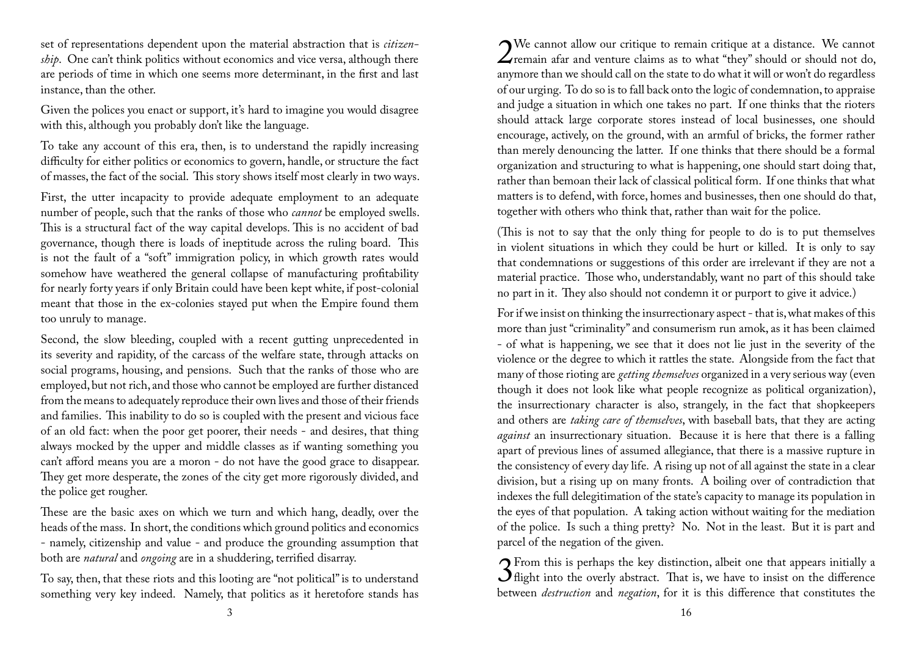set of representations dependent upon the material abstraction that is *citizenship*. One can't think politics without economics and vice versa, although there are periods of time in which one seems more determinant, in the first and last instance, than the other.

Given the polices you enact or support, it's hard to imagine you would disagree with this, although you probably don't like the language.

To take any account of this era, then, is to understand the rapidly increasing difficulty for either politics or economics to govern, handle, or structure the fact of masses, the fact of the social. This story shows itself most clearly in two ways.

First, the utter incapacity to provide adequate employment to an adequate number of people, such that the ranks of those who *cannot* be employed swells. This is a structural fact of the way capital develops. This is no accident of bad governance, though there is loads of ineptitude across the ruling board. This is not the fault of a "soft" immigration policy, in which growth rates would somehow have weathered the general collapse of manufacturing profitability for nearly forty years if only Britain could have been kept white, if post-colonial meant that those in the ex-colonies stayed put when the Empire found them too unruly to manage.

Second, the slow bleeding, coupled with a recent gutting unprecedented in its severity and rapidity, of the carcass of the welfare state, through attacks on social programs, housing, and pensions. Such that the ranks of those who are employed, but not rich, and those who cannot be employed are further distanced from the means to adequately reproduce their own lives and those of their friends and families. This inability to do so is coupled with the present and vicious face of an old fact: when the poor get poorer, their needs - and desires, that thing always mocked by the upper and middle classes as if wanting something you can't afford means you are a moron - do not have the good grace to disappear. They get more desperate, the zones of the city get more rigorously divided, and the police get rougher.

These are the basic axes on which we turn and which hang, deadly, over the heads of the mass. In short, the conditions which ground politics and economics - namely, citizenship and value - and produce the grounding assumption that both are *natural* and *ongoing* are in a shuddering, terrified disarray.

To say, then, that these riots and this looting are "not political" is to understand something very key indeed. Namely, that politics as it heretofore stands has

2 We cannot allow our critique to remain critique at a distance. We cannot remain afar and venture claims as to what "they" should or should not do, anymore than we should call on the state to do what it will or won't do regardless of our urging. To do so is to fall back onto the logic of condemnation, to appraise and judge a situation in which one takes no part. If one thinks that the rioters should attack large corporate stores instead of local businesses, one should encourage, actively, on the ground, with an armful of bricks, the former rather than merely denouncing the latter. If one thinks that there should be a formal organization and structuring to what is happening, one should start doing that, rather than bemoan their lack of classical political form. If one thinks that what matters is to defend, with force, homes and businesses, then one should do that, together with others who think that, rather than wait for the police.

(This is not to say that the only thing for people to do is to put themselves in violent situations in which they could be hurt or killed. It is only to say that condemnations or suggestions of this order are irrelevant if they are not a material practice. Those who, understandably, want no part of this should take no part in it. They also should not condemn it or purport to give it advice.)

For if we insist on thinking the insurrectionary aspect - that is, what makes of this more than just "criminality" and consumerism run amok, as it has been claimed - of what is happening, we see that it does not lie just in the severity of the violence or the degree to which it rattles the state. Alongside from the fact that many of those rioting are *getting themselves* organized in a very serious way (even though it does not look like what people recognize as political organization), the insurrectionary character is also, strangely, in the fact that shopkeepers and others are *taking care of themselves*, with baseball bats, that they are acting *against* an insurrectionary situation. Because it is here that there is a falling apart of previous lines of assumed allegiance, that there is a massive rupture in the consistency of every day life. A rising up not of all against the state in a clear division, but a rising up on many fronts. A boiling over of contradiction that indexes the full delegitimation of the state's capacity to manage its population in the eyes of that population. A taking action without waiting for the mediation of the police. Is such a thing pretty? No. Not in the least. But it is part and parcel of the negation of the given.

3 From this is perhaps the key distinction, albeit one that appears initially a flight into the overly abstract. That is, we have to insist on the difference between *destruction* and *negation*, for it is this difference that constitutes the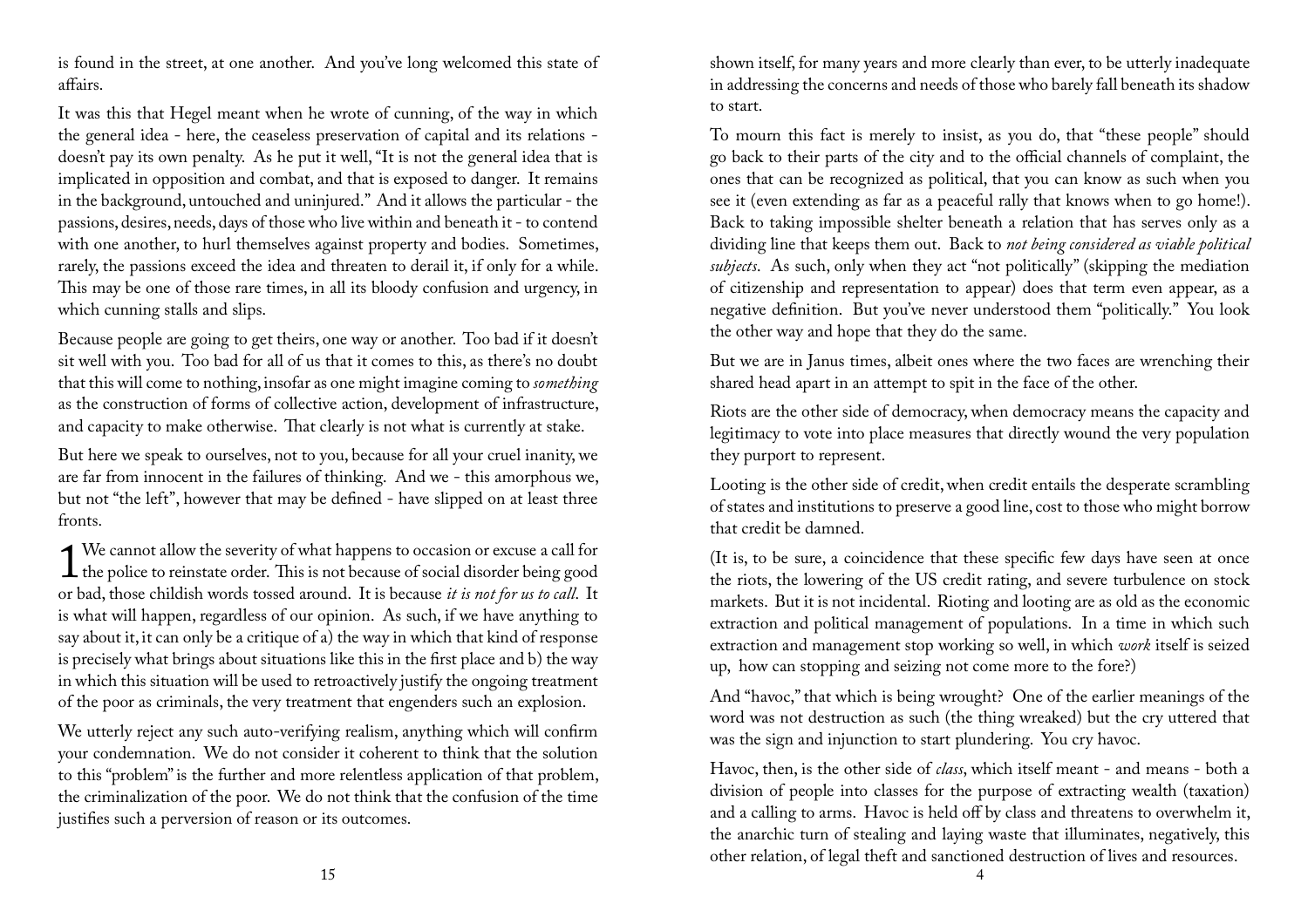is found in the street, at one another. And you've long welcomed this state of affairs.

It was this that Hegel meant when he wrote of cunning, of the way in which the general idea - here, the ceaseless preservation of capital and its relations - doesn't pay its own penalty. As he put it well, "It is not the general idea that is implicated in opposition and combat, and that is exposed to danger. It remains in the background, untouched and uninjured." And it allows the particular - the passions, desires, needs, days of those who live within and beneath it - to contend with one another, to hurl themselves against property and bodies. Sometimes, rarely, the passions exceed the idea and threaten to derail it, if only for a while. This may be one of those rare times, in all its bloody confusion and urgency, in which cunning stalls and slips.

Because people are going to get theirs, one way or another. Too bad if it doesn't sit well with you. Too bad for all of us that it comes to this, as there's no doubt that this will come to nothing, insofar as one might imagine coming to *something* as the construction of forms of collective action, development of infrastructure, and capacity to make otherwise. That clearly is not what is currently at stake.

But here we speak to ourselves, not to you, because for all your cruel inanity, we are far from innocent in the failures of thinking. And we - this amorphous we, but not "the left", however that may be defined - have slipped on at least three fronts.

1 We cannot allow the severity of what happens to occasion or excuse a call for the police to reinstate order. This is not because of social disorder being good or bad, those childish words tossed around. It is because *it is not for us to call*. It is what will happen, regardless of our opinion. As such, if we have anything to say about it, it can only be a critique of a) the way in which that kind of response is precisely what brings about situations like this in the first place and b) the way in which this situation will be used to retroactively justify the ongoing treatment of the poor as criminals, the very treatment that engenders such an explosion.

We utterly reject any such auto-verifying realism, anything which will confirm your condemnation. We do not consider it coherent to think that the solution to this "problem" is the further and more relentless application of that problem, the criminalization of the poor. We do not think that the confusion of the time justifies such a perversion of reason or its outcomes.

shown itself, for many years and more clearly than ever, to be utterly inadequate in addressing the concerns and needs of those who barely fall beneath its shadow to start.

To mourn this fact is merely to insist, as you do, that "these people" should go back to their parts of the city and to the official channels of complaint, the ones that can be recognized as political, that you can know as such when you see it (even extending as far as a peaceful rally that knows when to go home!). Back to taking impossible shelter beneath a relation that has serves only as a dividing line that keeps them out. Back to *not being considered as viable political subjects*. As such, only when they act "not politically" (skipping the mediation of citizenship and representation to appear) does that term even appear, as a negative definition. But you've never understood them "politically." You look the other way and hope that they do the same.

But we are in Janus times, albeit ones where the two faces are wrenching their shared head apart in an attempt to spit in the face of the other.

Riots are the other side of democracy, when democracy means the capacity and legitimacy to vote into place measures that directly wound the very population they purport to represent.

Looting is the other side of credit, when credit entails the desperate scrambling of states and institutions to preserve a good line, cost to those who might borrow that credit be damned.

(It is, to be sure, a coincidence that these specific few days have seen at once the riots, the lowering of the US credit rating, and severe turbulence on stock markets. But it is not incidental. Rioting and looting are as old as the economic extraction and political management of populations. In a time in which such extraction and management stop working so well, in which *work* itself is seized up, how can stopping and seizing not come more to the fore?)

And "havoc," that which is being wrought? One of the earlier meanings of the word was not destruction as such (the thing wreaked) but the cry uttered that was the sign and injunction to start plundering. You cry havoc.

Havoc, then, is the other side of *class*, which itself meant - and means - both a division of people into classes for the purpose of extracting wealth (taxation) and a calling to arms. Havoc is held off by class and threatens to overwhelm it, the anarchic turn of stealing and laying waste that illuminates, negatively, this other relation, of legal theft and sanctioned destruction of lives and resources.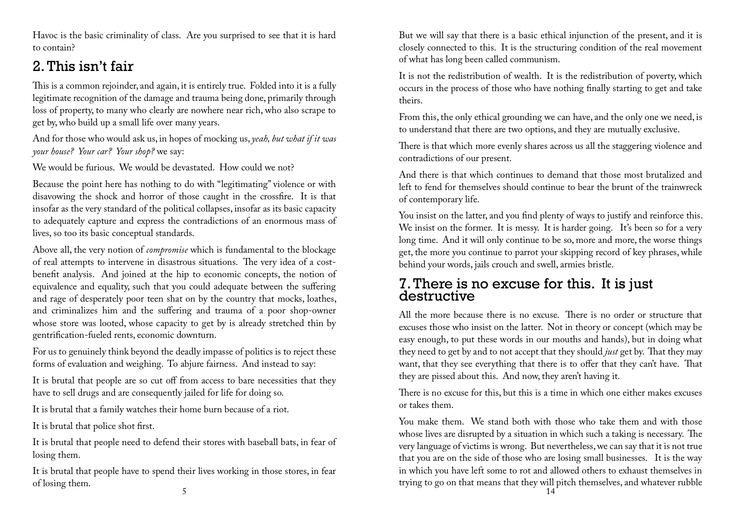Havoc is the basic criminality of class. Are you surprised to see that it is hard to contain?

## 2. This isn't fair

This is a common rejoinder, and again, it is entirely true. Folded into it is a fully legitimate recognition of the damage and trauma being done, primarily through loss of property, to many who clearly are nowhere near rich, who also scrape to get by, who build up a small life over many years.

And for those who would ask us, in hopes of mocking us, *yeah, but what if it was your house? Your car? Your shop?* we say:

We would be furious. We would be devastated. How could we not?

Because the point here has nothing to do with "legitimating" violence or with disavowing the shock and horror of those caught in the crossfire. It is that insofar as the very standard of the political collapses, insofar as its basic capacity to adequately capture and express the contradictions of an enormous mass of lives, so too its basic conceptual standards.

Above all, the very notion of *compromise* which is fundamental to the blockage of real attempts to intervene in disastrous situations. The very idea of a cost-benefit analysis. And joined at the hip to economic concepts, the notion of equivalence and equality, such that you could adequate between the suffering and rage of desperately poor teen shat on by the country that mocks, loathes, and criminalizes him and the suffering and trauma of a poor shop-owner whose store was looted, whose capacity to get by is already stretched thin by gentrification-fueled rents, economic downturn.

For us to genuinely think beyond the deadly impasse of politics is to reject these forms of evaluation and weighing. To abjure fairness. And instead to say:

It is brutal that people are so cut off from access to bare necessities that they have to sell drugs and are consequently jailed for life for doing so.

It is brutal that a family watches their home burn because of a riot.

It is brutal that police shot first.

It is brutal that people need to defend their stores with baseball bats, in fear of losing them.

It is brutal that people have to spend their lives working in those stores, in fear of losing them.

But we will say that there is a basic ethical injunction of the present, and it is closely connected to this. It is the structuring condition of the real movement of what has long been called communism.

It is not the redistribution of wealth. It is the redistribution of poverty, which occurs in the process of those who have nothing finally starting to get and take theirs.

From this, the only ethical grounding we can have, and the only one we need, is to understand that there are two options, and they are mutually exclusive.

There is that which more evenly shares across us all the staggering violence and contradictions of our present.

And there is that which continues to demand that those most brutalized and left to fend for themselves should continue to bear the brunt of the trainwreck of contemporary life.

You insist on the latter, and you find plenty of ways to justify and reinforce this. We insist on the former. It is messy. It is harder going. It's been so for a very long time. And it will only continue to be so, more and more, the worse things get, the more you continue to parrot your skipping record of key phrases, while behind your words, jails crouch and swell, armies bristle.

## 7. There is no excuse for this. It is just destructive

All the more because there is no excuse. There is no order or structure that excuses those who insist on the latter. Not in theory or concept (which may be easy enough, to put these words in our mouths and hands), but in doing what they need to get by and to not accept that they should *just* get by. That they may want, that they see everything that there is to offer that they can't have. That they are pissed about this. And now, they aren't having it.

There is no excuse for this, but this is a time in which one either makes excuses or takes them.

You make them. We stand both with those who take them and with those whose lives are disrupted by a situation in which such a taking is necessary. The very language of victims is wrong. But nevertheless, we can say that it is not true that you are on the side of those who are losing small businesses. It is the way in which you have left some to rot and allowed others to exhaust themselves in trying to go on that means that they will pitch themselves, and whatever rubble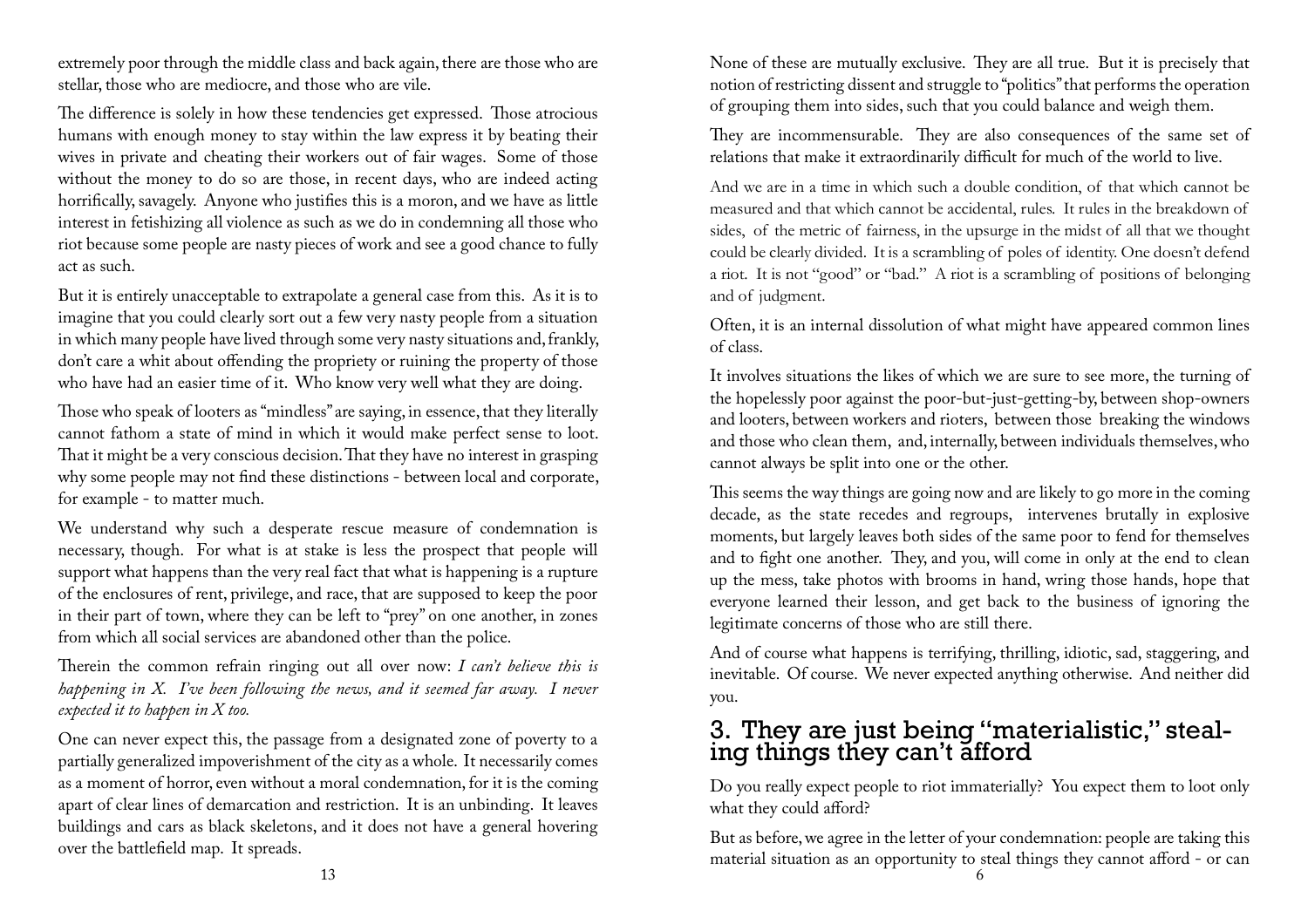extremely poor through the middle class and back again, there are those who are stellar, those who are mediocre, and those who are vile.

The difference is solely in how these tendencies get expressed. Those atrocious humans with enough money to stay within the law express it by beating their wives in private and cheating their workers out of fair wages. Some of those without the money to do so are those, in recent days, who are indeed acting horrifically, savagely. Anyone who justifies this is a moron, and we have as little interest in fetishizing all violence as such as we do in condemning all those who riot because some people are nasty pieces of work and see a good chance to fully act as such.

But it is entirely unacceptable to extrapolate a general case from this. As it is to imagine that you could clearly sort out a few very nasty people from a situation in which many people have lived through some very nasty situations and, frankly, don't care a whit about offending the propriety or ruining the property of those who have had an easier time of it. Who know very well what they are doing.

Those who speak of looters as "mindless" are saying, in essence, that they literally cannot fathom a state of mind in which it would make perfect sense to loot. That it might be a very conscious decision. That they have no interest in grasping why some people may not find these distinctions - between local and corporate, for example - to matter much.

We understand why such a desperate rescue measure of condemnation is necessary, though. For what is at stake is less the prospect that people will support what happens than the very real fact that what is happening is a rupture of the enclosures of rent, privilege, and race, that are supposed to keep the poor in their part of town, where they can be left to "prey" on one another, in zones from which all social services are abandoned other than the police.

Therein the common refrain ringing out all over now: *I can't believe this is happening in X. I've been following the news, and it seemed far away. I never expected it to happen in X too.*

One can never expect this, the passage from a designated zone of poverty to a partially generalized impoverishment of the city as a whole. It necessarily comes as a moment of horror, even without a moral condemnation, for it is the coming apart of clear lines of demarcation and restriction. It is an unbinding. It leaves buildings and cars as black skeletons, and it does not have a general hovering over the battlefield map. It spreads.

None of these are mutually exclusive. They are all true. But it is precisely that notion of restricting dissent and struggle to "politics" that performs the operation of grouping them into sides, such that you could balance and weigh them.

They are incommensurable. They are also consequences of the same set of relations that make it extraordinarily difficult for much of the world to live.

And we are in a time in which such a double condition, of that which cannot be measured and that which cannot be accidental, rules. It rules in the breakdown of sides, of the metric of fairness, in the upsurge in the midst of all that we thought could be clearly divided. It is a scrambling of poles of identity. One doesn't defend a riot. It is not "good" or "bad." A riot is a scrambling of positions of belonging and of judgment.

Often, it is an internal dissolution of what might have appeared common lines of class.

It involves situations the likes of which we are sure to see more, the turning of the hopelessly poor against the poor-but-just-getting-by, between shop-owners and looters, between workers and rioters, between those breaking the windows and those who clean them, and, internally, between individuals themselves, who cannot always be split into one or the other.

This seems the way things are going now and are likely to go more in the coming decade, as the state recedes and regroups, intervenes brutally in explosive moments, but largely leaves both sides of the same poor to fend for themselves and to fight one another. They, and you, will come in only at the end to clean up the mess, take photos with brooms in hand, wring those hands, hope that everyone learned their lesson, and get back to the business of ignoring the legitimate concerns of those who are still there.

And of course what happens is terrifying, thrilling, idiotic, sad, staggering, and inevitable. Of course. We never expected anything otherwise. And neither did you.

## 3. They are just being "materialistic," stealing things they can't afford

Do you really expect people to riot immaterially? You expect them to loot only what they could afford?

But as before, we agree in the letter of your condemnation: people are taking this material situation as an opportunity to steal things they cannot afford - or can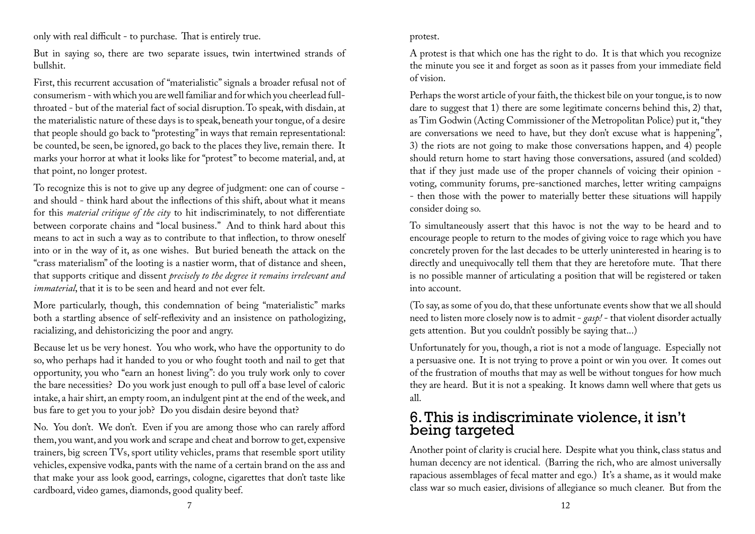only with real difficult - to purchase. That is entirely true.

But in saying so, there are two separate issues, twin intertwined strands of bullshit.

First, this recurrent accusation of "materialistic" signals a broader refusal not of consumerism - with which you are well familiar and for which you cheerlead full-throated - but of the material fact of social disruption. To speak, with disdain, at the materialistic nature of these days is to speak, beneath your tongue, of a desire that people should go back to "protesting" in ways that remain representational: be counted, be seen, be ignored, go back to the places they live, remain there. It marks your horror at what it looks like for "protest" to become material, and, at that point, no longer protest.

To recognize this is not to give up any degree of judgment: one can of course - and should - think hard about the inflections of this shift, about what it means for this *material critique of the city* to hit indiscriminately, to not differentiate between corporate chains and "local business." And to think hard about this means to act in such a way as to contribute to that inflection, to throw oneself into or in the way of it, as one wishes. But buried beneath the attack on the "crass materialism" of the looting is a nastier worm, that of distance and sheen, that supports critique and dissent *precisely to the degree it remains irrelevant and immaterial*, that it is to be seen and heard and not ever felt.

More particularly, though, this condemnation of being "materialistic" marks both a startling absence of self-reflexivity and an insistence on pathologizing, racializing, and dehistoricizing the poor and angry.

Because let us be very honest. You who work, who have the opportunity to do so, who perhaps had it handed to you or who fought tooth and nail to get that opportunity, you who "earn an honest living": do you truly work only to cover the bare necessities? Do you work just enough to pull off a base level of caloric intake, a hair shirt, an empty room, an indulgent pint at the end of the week, and bus fare to get you to your job? Do you disdain desire beyond that?

No. You don't. We don't. Even if you are among those who can rarely afford them, you want, and you work and scrape and cheat and borrow to get, expensive trainers, big screen TVs, sport utility vehicles, prams that resemble sport utility vehicles, expensive vodka, pants with the name of a certain brand on the ass and that make your ass look good, earrings, cologne, cigarettes that don't taste like cardboard, video games, diamonds, good quality beef.

protest.

A protest is that which one has the right to do. It is that which you recognize the minute you see it and forget as soon as it passes from your immediate field of vision.

Perhaps the worst article of your faith, the thickest bile on your tongue, is to now dare to suggest that 1) there are some legitimate concerns behind this, 2) that, as Tim Godwin (Acting Commissioner of the Metropolitan Police) put it, "they are conversations we need to have, but they don't excuse what is happening", 3) the riots are not going to make those conversations happen, and 4) people should return home to start having those conversations, assured (and scolded) that if they just made use of the proper channels of voicing their opinion - voting, community forums, pre-sanctioned marches, letter writing campaigns - then those with the power to materially better these situations will happily consider doing so.

To simultaneously assert that this havoc is not the way to be heard and to encourage people to return to the modes of giving voice to rage which you have concretely proven for the last decades to be utterly uninterested in hearing is to directly and unequivocally tell them that they are heretofore mute. That there is no possible manner of articulating a position that will be registered or taken into account.

(To say, as some of you do, that these unfortunate events show that we all should need to listen more closely now is to admit - *gasp!* - that violent disorder actually gets attention. But you couldn't possibly be saying that...)

Unfortunately for you, though, a riot is not a mode of language. Especially not a persuasive one. It is not trying to prove a point or win you over. It comes out of the frustration of mouths that may as well be without tongues for how much they are heard. But it is not a speaking. It knows damn well where that gets us all.

## 6. This is indiscriminate violence, it isn't being targeted

Another point of clarity is crucial here. Despite what you think, class status and human decency are not identical. (Barring the rich, who are almost universally rapacious assemblages of fecal matter and ego.) It's a shame, as it would make class war so much easier, divisions of allegiance so much cleaner. But from the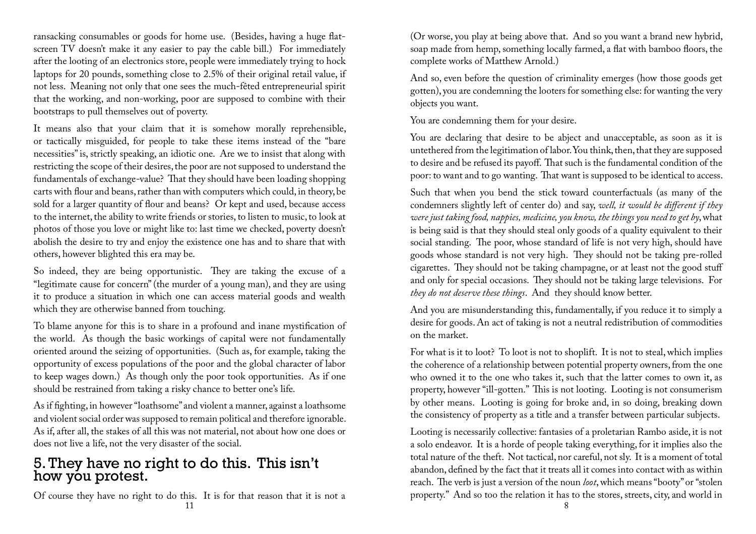ransacking consumables or goods for home use. (Besides, having a huge flat-screen TV doesn't make it any easier to pay the cable bill.) For immediately after the looting of an electronics store, people were immediately trying to hock laptops for 20 pounds, something close to 2.5% of their original retail value, if not less. Meaning not only that one sees the much-fêted entrepreneurial spirit that the working, and non-working, poor are supposed to combine with their bootstraps to pull themselves out of poverty.

It means also that your claim that it is somehow morally reprehensible, or tactically misguided, for people to take these items instead of the "bare necessities" is, strictly speaking, an idiotic one. Are we to insist that along with restricting the scope of their desires, the poor are not supposed to understand the fundamentals of exchange-value? That they should have been loading shopping carts with flour and beans, rather than with computers which could, in theory, be sold for a larger quantity of flour and beans? Or kept and used, because access to the internet, the ability to write friends or stories, to listen to music, to look at photos of those you love or might like to: last time we checked, poverty doesn't abolish the desire to try and enjoy the existence one has and to share that with others, however blighted this era may be.

So indeed, they are being opportunistic. They are taking the excuse of a "legitimate cause for concern" (the murder of a young man), and they are using it to produce a situation in which one can access material goods and wealth which they are otherwise banned from touching.

To blame anyone for this is to share in a profound and inane mystification of the world. As though the basic workings of capital were not fundamentally oriented around the seizing of opportunities. (Such as, for example, taking the opportunity of excess populations of the poor and the global character of labor to keep wages down.) As though only the poor took opportunities. As if one should be restrained from taking a risky chance to better one's life.

As if fighting, in however "loathsome" and violent a manner, against a loathsome and violent social order was supposed to remain political and therefore ignorable. As if, after all, the stakes of all this was not material, not about how one does or does not live a life, not the very disaster of the social.

## 5. They have no right to do this. This isn't how you protest.

Of course they have no right to do this. It is for that reason that it is not a

(Or worse, you play at being above that. And so you want a brand new hybrid, soap made from hemp, something locally farmed, a flat with bamboo floors, the complete works of Matthew Arnold.)

And so, even before the question of criminality emerges (how those goods get gotten), you are condemning the looters for something else: for wanting the very objects you want.

You are condemning them for your desire.

You are declaring that desire to be abject and unacceptable, as soon as it is untethered from the legitimation of labor. You think, then, that they are supposed to desire and be refused its payoff. That such is the fundamental condition of the poor: to want and to go wanting. That want is supposed to be identical to access.

Such that when you bend the stick toward counterfactuals (as many of the condemners slightly left of center do) and say, *well, it would be different if they were just taking food, nappies, medicine, you know, the things you need to get by*, what is being said is that they should steal only goods of a quality equivalent to their social standing. The poor, whose standard of life is not very high, should have goods whose standard is not very high. They should not be taking pre-rolled cigarettes. They should not be taking champagne, or at least not the good stuff and only for special occasions. They should not be taking large televisions. For *they do not deserve these things*. And they should know better.

And you are misunderstanding this, fundamentally, if you reduce it to simply a desire for goods. An act of taking is not a neutral redistribution of commodities on the market.

For what is it to loot? To loot is not to shoplift. It is not to steal, which implies the coherence of a relationship between potential property owners, from the one who owned it to the one who takes it, such that the latter comes to own it, as property, however "ill-gotten." This is not looting. Looting is not consumerism by other means. Looting is going for broke and, in so doing, breaking down the consistency of property as a title and a transfer between particular subjects.

Looting is necessarily collective: fantasies of a proletarian Rambo aside, it is not a solo endeavor. It is a horde of people taking everything, for it implies also the total nature of the theft. Not tactical, nor careful, not sly. It is a moment of total abandon, defined by the fact that it treats all it comes into contact with as within reach. The verb is just a version of the noun *loot*, which means "booty" or "stolen property." And so too the relation it has to the stores, streets, city, and world in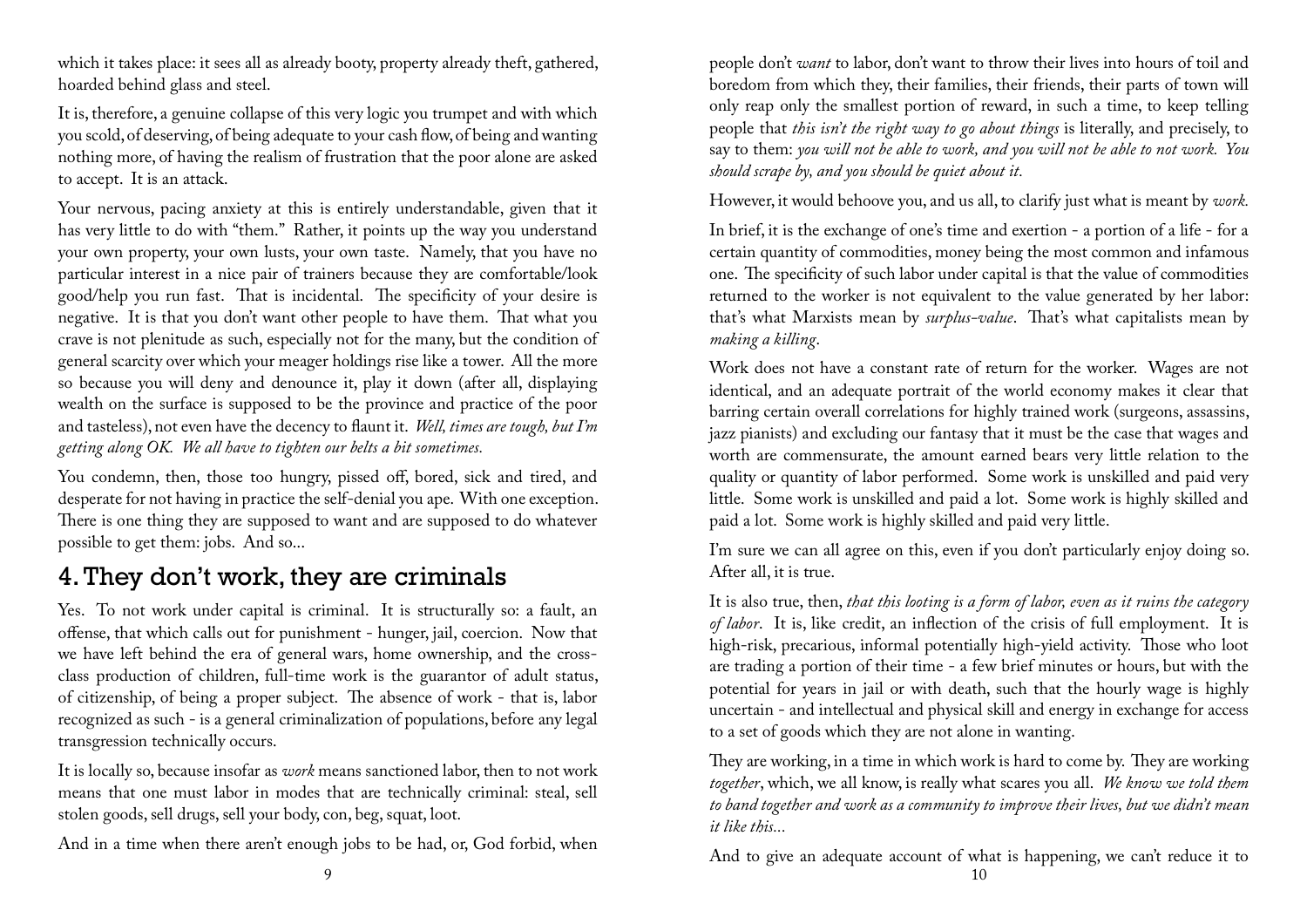which it takes place: it sees all as already booty, property already theft, gathered, hoarded behind glass and steel.

It is, therefore, a genuine collapse of this very logic you trumpet and with which you scold, of deserving, of being adequate to your cash flow, of being and wanting nothing more, of having the realism of frustration that the poor alone are asked to accept. It is an attack.

Your nervous, pacing anxiety at this is entirely understandable, given that it has very little to do with "them." Rather, it points up the way you understand your own property, your own lusts, your own taste. Namely, that you have no particular interest in a nice pair of trainers because they are comfortable/look good/help you run fast. That is incidental. The specificity of your desire is negative. It is that you don't want other people to have them. That what you crave is not plenitude as such, especially not for the many, but the condition of general scarcity over which your meager holdings rise like a tower. All the more so because you will deny and denounce it, play it down (after all, displaying wealth on the surface is supposed to be the province and practice of the poor and tasteless), not even have the decency to flaunt it. *Well, times are tough, but I'm getting along OK. We all have to tighten our belts a bit sometimes.*

You condemn, then, those too hungry, pissed off, bored, sick and tired, and desperate for not having in practice the self-denial you ape. With one exception. There is one thing they are supposed to want and are supposed to do whatever possible to get them: jobs. And so...

## 4. They don't work, they are criminals

Yes. To not work under capital is criminal. It is structurally so: a fault, an offense, that which calls out for punishment - hunger, jail, coercion. Now that we have left behind the era of general wars, home ownership, and the cross-class production of children, full-time work is the guarantor of adult status, of citizenship, of being a proper subject. The absence of work - that is, labor recognized as such - is a general criminalization of populations, before any legal transgression technically occurs.

It is locally so, because insofar as *work* means sanctioned labor, then to not work means that one must labor in modes that are technically criminal: steal, sell stolen goods, sell drugs, sell your body, con, beg, squat, loot.

And in a time when there aren't enough jobs to be had, or, God forbid, when people don't *want* to labor, don't want to throw their lives into hours of toil and boredom from which they, their families, their friends, their parts of town will only reap only the smallest portion of reward, in such a time, to keep telling people that *this isn't the right way to go about things* is literally, and precisely, to say to them: *you will not be able to work, and you will not be able to not work. You should scrape by, and you should be quiet about it.*

However, it would behoove you, and us all, to clarify just what is meant by *work.*

In brief, it is the exchange of one's time and exertion - a portion of a life - for a certain quantity of commodities, money being the most common and infamous one. The specificity of such labor under capital is that the value of commodities returned to the worker is not equivalent to the value generated by her labor: that's what Marxists mean by *surplus-value*. That's what capitalists mean by *making a killing*.

Work does not have a constant rate of return for the worker. Wages are not identical, and an adequate portrait of the world economy makes it clear that barring certain overall correlations for highly trained work (surgeons, assassins, jazz pianists) and excluding our fantasy that it must be the case that wages and worth are commensurate, the amount earned bears very little relation to the quality or quantity of labor performed. Some work is unskilled and paid very little. Some work is unskilled and paid a lot. Some work is highly skilled and paid a lot. Some work is highly skilled and paid very little.

I'm sure we can all agree on this, even if you don't particularly enjoy doing so. After all, it is true.

It is also true, then, *that this looting is a form of labor, even as it ruins the category of labor*. It is, like credit, an inflection of the crisis of full employment. It is high-risk, precarious, informal potentially high-yield activity. Those who loot are trading a portion of their time - a few brief minutes or hours, but with the potential for years in jail or with death, such that the hourly wage is highly uncertain - and intellectual and physical skill and energy in exchange for access to a set of goods which they are not alone in wanting.

They are working, in a time in which work is hard to come by. They are working *together*, which, we all know, is really what scares you all. *We know we told them to band together and work as a community to improve their lives, but we didn't mean it like this...*

And to give an adequate account of what is happening, we can't reduce it to